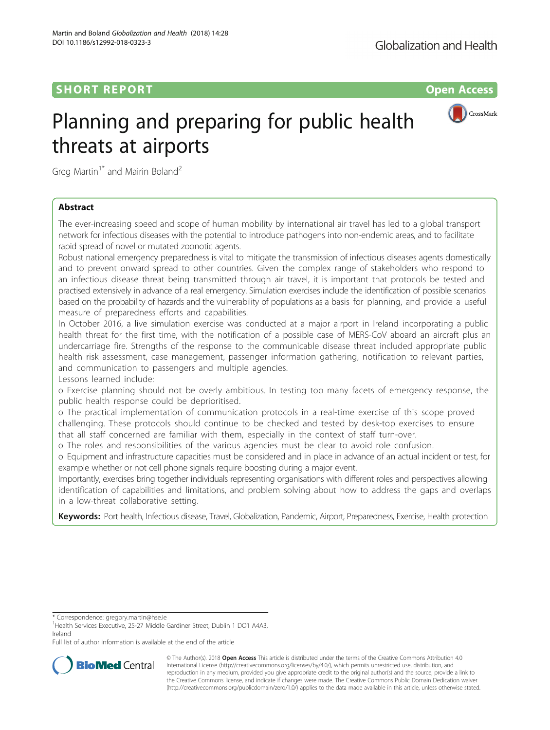SHORT REPORT

Open Access

# Planning and preparing for public health threats at airports

Greg Martin[1*] and Mairin Boland[2]

## Abstract

The ever-increasing speed and scope of human mobility by international air travel has led to a global transport network for infectious diseases with the potential to introduce pathogens into non-endemic areas, and to facilitate rapid spread of novel or mutated zoonotic agents.

Robust national emergency preparedness is vital to mitigate the transmission of infectious diseases agents domestically and to prevent onward spread to other countries. Given the complex range of stakeholders who respond to an infectious disease threat being transmitted through air travel, it is important that protocols be tested and practised extensively in advance of a real emergency. Simulation exercises include the identification of possible scenarios based on the probability of hazards and the vulnerability of populations as a basis for planning, and provide a useful measure of preparedness efforts and capabilities.

In October 2016, a live simulation exercise was conducted at a major airport in Ireland incorporating a public health threat for the first time, with the notification of a possible case of MERS-CoV aboard an aircraft plus an undercarriage fire. Strengths of the response to the communicable disease threat included appropriate public health risk assessment, case management, passenger information gathering, notification to relevant parties, and communication to passengers and multiple agencies.

Lessons learned include:

o Exercise planning should not be overly ambitious. In testing too many facets of emergency response, the public health response could be deprioritised.

o The practical implementation of communication protocols in a real-time exercise of this scope proved challenging. These protocols should continue to be checked and tested by desk-top exercises to ensure that all staff concerned are familiar with them, especially in the context of staff turn-over.

o The roles and responsibilities of the various agencies must be clear to avoid role confusion.

o Equipment and infrastructure capacities must be considered and in place in advance of an actual incident or test, for example whether or not cell phone signals require boosting during a major event.

Importantly, exercises bring together individuals representing organisations with different roles and perspectives allowing identification of capabilities and limitations, and problem solving about how to address the gaps and overlaps in a low-threat collaborative setting.

**Keywords:** Port health, Infectious disease, Travel, Globalization, Pandemic, Airport, Preparedness, Exercise, Health protection

\* Correspondence: gregory.martin@hse.ie

[1]Health Services Executive, 25-27 Middle Gardiner Street, Dublin 1 DO1 A4A3, Ireland

Full list of author information is available at the end of the article

© The Author(s). 2018 **Open Access** This article is distributed under the terms of the Creative Commons Attribution 4.0 International License (http://creativecommons.org/licenses/by/4.0/), which permits unrestricted use, distribution, and reproduction in any medium, provided you give appropriate credit to the original author(s) and the source, provide a link to the Creative Commons license, and indicate if changes were made. The Creative Commons Public Domain Dedication waiver (http://creativecommons.org/publicdomain/zero/1.0/) applies to the data made available in this article, unless otherwise stated.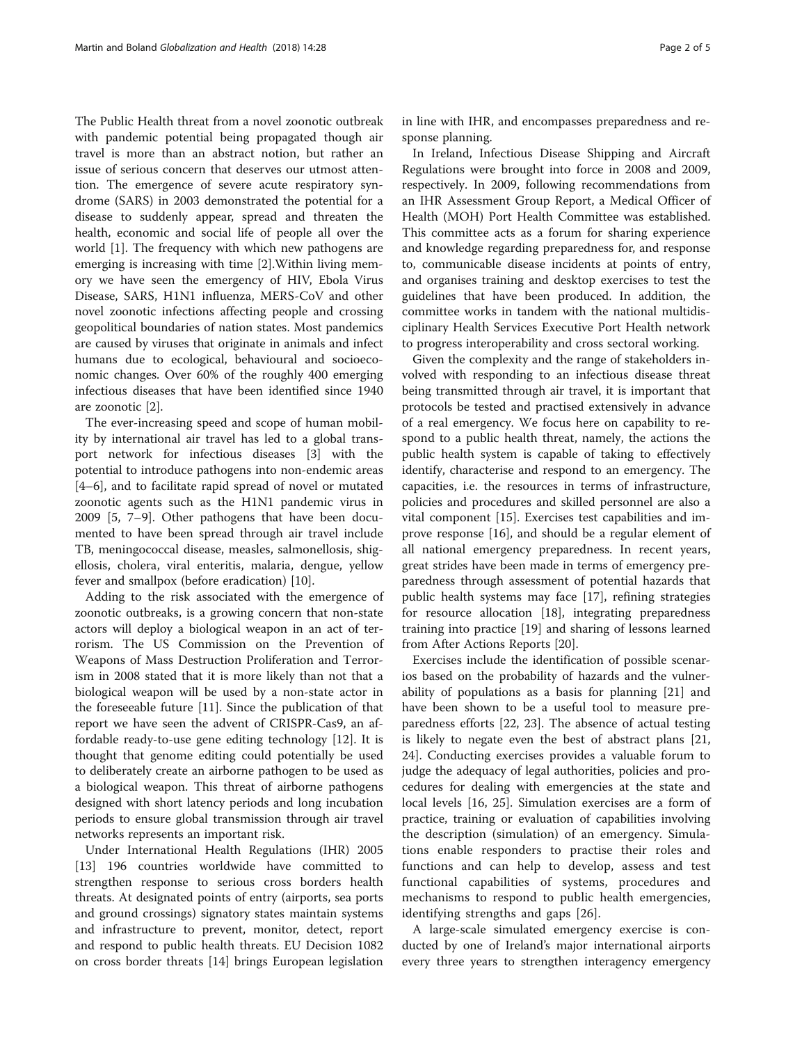The Public Health threat from a novel zoonotic outbreak with pandemic potential being propagated though air travel is more than an abstract notion, but rather an issue of serious concern that deserves our utmost attention. The emergence of severe acute respiratory syndrome (SARS) in 2003 demonstrated the potential for a disease to suddenly appear, spread and threaten the health, economic and social life of people all over the world [1]. The frequency with which new pathogens are emerging is increasing with time [2].Within living memory we have seen the emergency of HIV, Ebola Virus Disease, SARS, H1N1 influenza, MERS-CoV and other novel zoonotic infections affecting people and crossing geopolitical boundaries of nation states. Most pandemics are caused by viruses that originate in animals and infect humans due to ecological, behavioural and socioeconomic changes. Over 60% of the roughly 400 emerging infectious diseases that have been identified since 1940 are zoonotic [2].

The ever-increasing speed and scope of human mobility by international air travel has led to a global transport network for infectious diseases [3] with the potential to introduce pathogens into non-endemic areas [4–6], and to facilitate rapid spread of novel or mutated zoonotic agents such as the H1N1 pandemic virus in 2009 [5, 7–9]. Other pathogens that have been documented to have been spread through air travel include TB, meningococcal disease, measles, salmonellosis, shigellosis, cholera, viral enteritis, malaria, dengue, yellow fever and smallpox (before eradication) [10].

Adding to the risk associated with the emergence of zoonotic outbreaks, is a growing concern that non-state actors will deploy a biological weapon in an act of terrorism. The US Commission on the Prevention of Weapons of Mass Destruction Proliferation and Terrorism in 2008 stated that it is more likely than not that a biological weapon will be used by a non-state actor in the foreseeable future [11]. Since the publication of that report we have seen the advent of CRISPR-Cas9, an affordable ready-to-use gene editing technology [12]. It is thought that genome editing could potentially be used to deliberately create an airborne pathogen to be used as a biological weapon. This threat of airborne pathogens designed with short latency periods and long incubation periods to ensure global transmission through air travel networks represents an important risk.

Under International Health Regulations (IHR) 2005 [13] 196 countries worldwide have committed to strengthen response to serious cross borders health threats. At designated points of entry (airports, sea ports and ground crossings) signatory states maintain systems and infrastructure to prevent, monitor, detect, report and respond to public health threats. EU Decision 1082 on cross border threats [14] brings European legislation in line with IHR, and encompasses preparedness and response planning.

In Ireland, Infectious Disease Shipping and Aircraft Regulations were brought into force in 2008 and 2009, respectively. In 2009, following recommendations from an IHR Assessment Group Report, a Medical Officer of Health (MOH) Port Health Committee was established. This committee acts as a forum for sharing experience and knowledge regarding preparedness for, and response to, communicable disease incidents at points of entry, and organises training and desktop exercises to test the guidelines that have been produced. In addition, the committee works in tandem with the national multidisciplinary Health Services Executive Port Health network to progress interoperability and cross sectoral working.

Given the complexity and the range of stakeholders involved with responding to an infectious disease threat being transmitted through air travel, it is important that protocols be tested and practised extensively in advance of a real emergency. We focus here on capability to respond to a public health threat, namely, the actions the public health system is capable of taking to effectively identify, characterise and respond to an emergency. The capacities, i.e. the resources in terms of infrastructure, policies and procedures and skilled personnel are also a vital component [15]. Exercises test capabilities and improve response [16], and should be a regular element of all national emergency preparedness. In recent years, great strides have been made in terms of emergency preparedness through assessment of potential hazards that public health systems may face [17], refining strategies for resource allocation [18], integrating preparedness training into practice [19] and sharing of lessons learned from After Actions Reports [20].

Exercises include the identification of possible scenarios based on the probability of hazards and the vulnerability of populations as a basis for planning [21] and have been shown to be a useful tool to measure preparedness efforts [22, 23]. The absence of actual testing is likely to negate even the best of abstract plans [21, 24]. Conducting exercises provides a valuable forum to judge the adequacy of legal authorities, policies and procedures for dealing with emergencies at the state and local levels [16, 25]. Simulation exercises are a form of practice, training or evaluation of capabilities involving the description (simulation) of an emergency. Simulations enable responders to practise their roles and functions and can help to develop, assess and test functional capabilities of systems, procedures and mechanisms to respond to public health emergencies, identifying strengths and gaps [26].

A large-scale simulated emergency exercise is conducted by one of Ireland's major international airports every three years to strengthen interagency emergency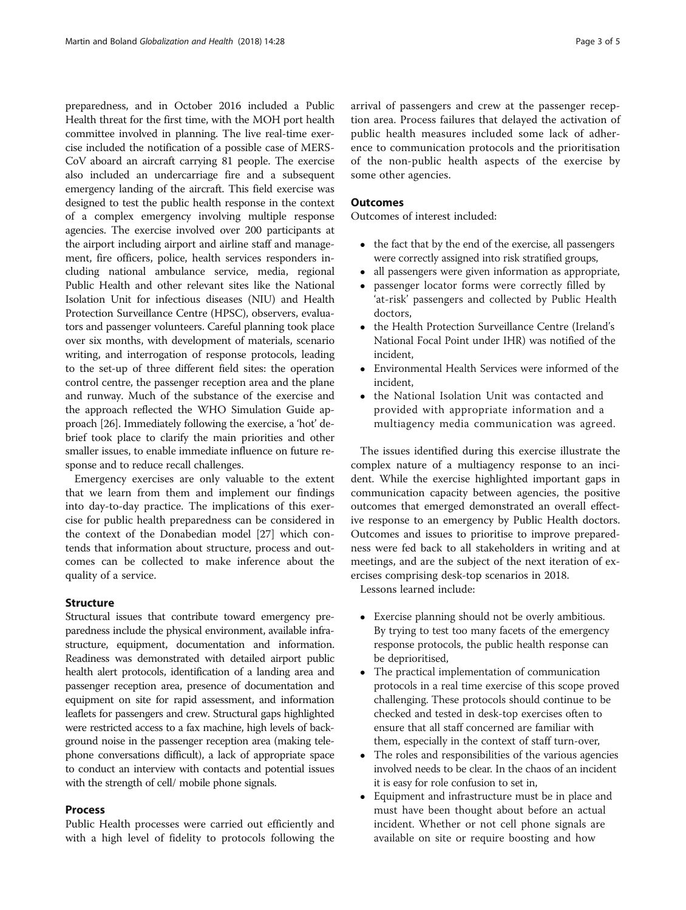preparedness, and in October 2016 included a Public Health threat for the first time, with the MOH port health committee involved in planning. The live real-time exercise included the notification of a possible case of MERS-CoV aboard an aircraft carrying 81 people. The exercise also included an undercarriage fire and a subsequent emergency landing of the aircraft. This field exercise was designed to test the public health response in the context of a complex emergency involving multiple response agencies. The exercise involved over 200 participants at the airport including airport and airline staff and management, fire officers, police, health services responders including national ambulance service, media, regional Public Health and other relevant sites like the National Isolation Unit for infectious diseases (NIU) and Health Protection Surveillance Centre (HPSC), observers, evaluators and passenger volunteers. Careful planning took place over six months, with development of materials, scenario writing, and interrogation of response protocols, leading to the set-up of three different field sites: the operation control centre, the passenger reception area and the plane and runway. Much of the substance of the exercise and the approach reflected the WHO Simulation Guide approach [26]. Immediately following the exercise, a 'hot' debrief took place to clarify the main priorities and other smaller issues, to enable immediate influence on future response and to reduce recall challenges.

Emergency exercises are only valuable to the extent that we learn from them and implement our findings into day-to-day practice. The implications of this exercise for public health preparedness can be considered in the context of the Donabedian model [27] which contends that information about structure, process and outcomes can be collected to make inference about the quality of a service.

## Structure

Structural issues that contribute toward emergency preparedness include the physical environment, available infrastructure, equipment, documentation and information. Readiness was demonstrated with detailed airport public health alert protocols, identification of a landing area and passenger reception area, presence of documentation and equipment on site for rapid assessment, and information leaflets for passengers and crew. Structural gaps highlighted were restricted access to a fax machine, high levels of background noise in the passenger reception area (making telephone conversations difficult), a lack of appropriate space to conduct an interview with contacts and potential issues with the strength of cell/ mobile phone signals.

## Process

Public Health processes were carried out efficiently and with a high level of fidelity to protocols following the arrival of passengers and crew at the passenger reception area. Process failures that delayed the activation of public health measures included some lack of adherence to communication protocols and the prioritisation of the non-public health aspects of the exercise by some other agencies.

## Outcomes

Outcomes of interest included:

- the fact that by the end of the exercise, all passengers were correctly assigned into risk stratified groups,
- all passengers were given information as appropriate,
- passenger locator forms were correctly filled by 'at-risk' passengers and collected by Public Health doctors,
- the Health Protection Surveillance Centre (Ireland's National Focal Point under IHR) was notified of the incident,
- Environmental Health Services were informed of the incident,
- the National Isolation Unit was contacted and provided with appropriate information and a multiagency media communication was agreed.

The issues identified during this exercise illustrate the complex nature of a multiagency response to an incident. While the exercise highlighted important gaps in communication capacity between agencies, the positive outcomes that emerged demonstrated an overall effective response to an emergency by Public Health doctors. Outcomes and issues to prioritise to improve preparedness were fed back to all stakeholders in writing and at meetings, and are the subject of the next iteration of exercises comprising desk-top scenarios in 2018.

Lessons learned include:

- Exercise planning should not be overly ambitious. By trying to test too many facets of the emergency response protocols, the public health response can be deprioritised,
- The practical implementation of communication protocols in a real time exercise of this scope proved challenging. These protocols should continue to be checked and tested in desk-top exercises often to ensure that all staff concerned are familiar with them, especially in the context of staff turn-over,
- The roles and responsibilities of the various agencies involved needs to be clear. In the chaos of an incident it is easy for role confusion to set in,
- Equipment and infrastructure must be in place and must have been thought about before an actual incident. Whether or not cell phone signals are available on site or require boosting and how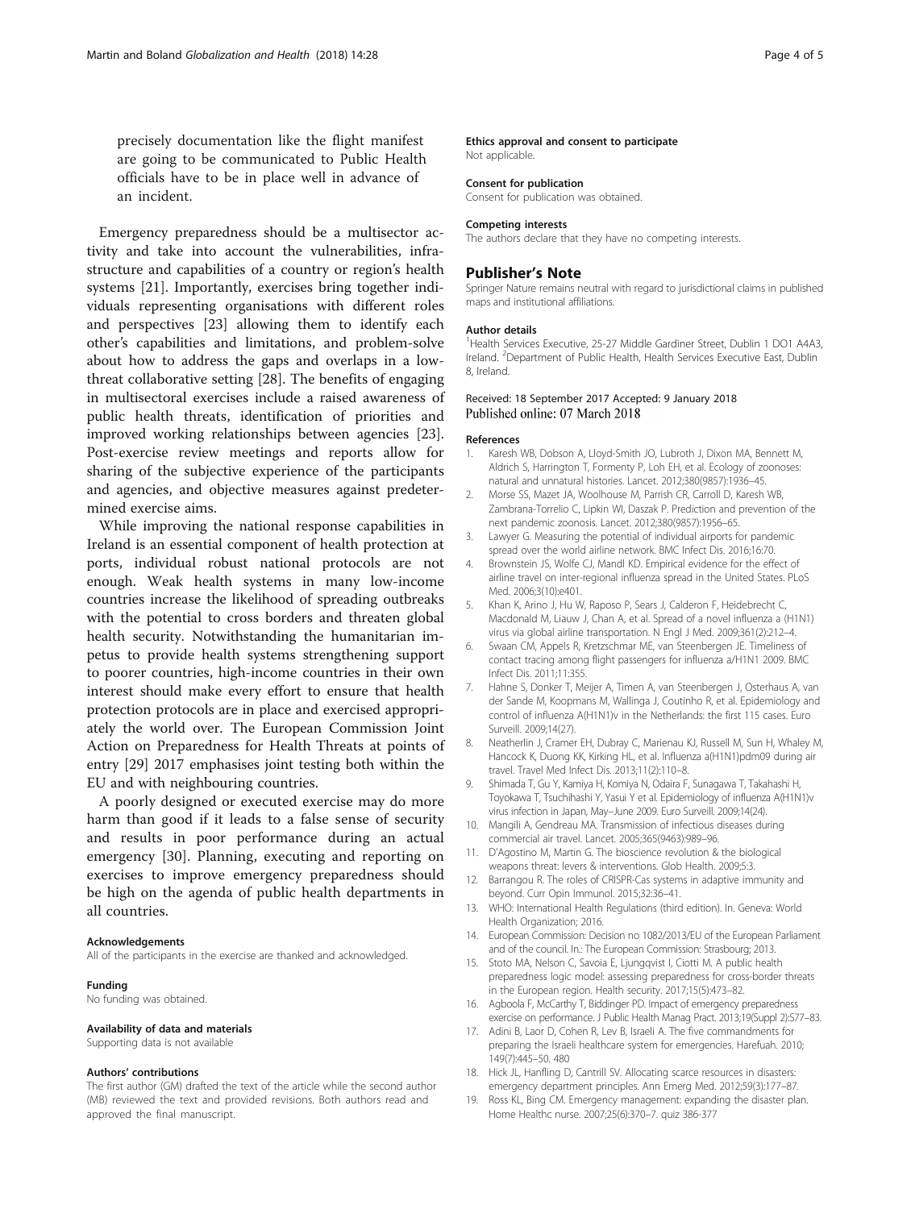precisely documentation like the flight manifest are going to be communicated to Public Health officials have to be in place well in advance of an incident.

Emergency preparedness should be a multisector activity and take into account the vulnerabilities, infrastructure and capabilities of a country or region's health systems [21]. Importantly, exercises bring together individuals representing organisations with different roles and perspectives [23] allowing them to identify each other's capabilities and limitations, and problem-solve about how to address the gaps and overlaps in a low-threat collaborative setting [28]. The benefits of engaging in multisectoral exercises include a raised awareness of public health threats, identification of priorities and improved working relationships between agencies [23]. Post-exercise review meetings and reports allow for sharing of the subjective experience of the participants and agencies, and objective measures against predetermined exercise aims.

While improving the national response capabilities in Ireland is an essential component of health protection at ports, individual robust national protocols are not enough. Weak health systems in many low-income countries increase the likelihood of spreading outbreaks with the potential to cross borders and threaten global health security. Notwithstanding the humanitarian impetus to provide health systems strengthening support to poorer countries, high-income countries in their own interest should make every effort to ensure that health protection protocols are in place and exercised appropriately the world over. The European Commission Joint Action on Preparedness for Health Threats at points of entry [29] 2017 emphasises joint testing both within the EU and with neighbouring countries.

A poorly designed or executed exercise may do more harm than good if it leads to a false sense of security and results in poor performance during an actual emergency [30]. Planning, executing and reporting on exercises to improve emergency preparedness should be high on the agenda of public health departments in all countries.

#### Acknowledgements
All of the participants in the exercise are thanked and acknowledged.

#### Funding
No funding was obtained.

#### Availability of data and materials
Supporting data is not available

#### Authors' contributions
The first author (GM) drafted the text of the article while the second author (MB) reviewed the text and provided revisions. Both authors read and approved the final manuscript.

#### Ethics approval and consent to participate
Not applicable.

#### Consent for publication
Consent for publication was obtained.

#### Competing interests
The authors declare that they have no competing interests.

## Publisher's Note
Springer Nature remains neutral with regard to jurisdictional claims in published maps and institutional affiliations.

#### Author details
[1]Health Services Executive, 25-27 Middle Gardiner Street, Dublin 1 DO1 A4A3, Ireland. [2]Department of Public Health, Health Services Executive East, Dublin 8, Ireland.

Received: 18 September 2017 Accepted: 9 January 2018
Published online: 07 March 2018

#### References
1. Karesh WB, Dobson A, Lloyd-Smith JO, Lubroth J, Dixon MA, Bennett M, Aldrich S, Harrington T, Formenty P, Loh EH, et al. Ecology of zoonoses: natural and unnatural histories. Lancet. 2012;380(9857):1936–45.
2. Morse SS, Mazet JA, Woolhouse M, Parrish CR, Carroll D, Karesh WB, Zambrana-Torrelio C, Lipkin WI, Daszak P. Prediction and prevention of the next pandemic zoonosis. Lancet. 2012;380(9857):1956–65.
3. Lawyer G. Measuring the potential of individual airports for pandemic spread over the world airline network. BMC Infect Dis. 2016;16:70.
4. Brownstein JS, Wolfe CJ, Mandl KD. Empirical evidence for the effect of airline travel on inter-regional influenza spread in the United States. PLoS Med. 2006;3(10):e401.
5. Khan K, Arino J, Hu W, Raposo P, Sears J, Calderon F, Heidebrecht C, Macdonald M, Liauw J, Chan A, et al. Spread of a novel influenza a (H1N1) virus via global airline transportation. N Engl J Med. 2009;361(2):212–4.
6. Swaan CM, Appels R, Kretzschmar ME, van Steenbergen JE. Timeliness of contact tracing among flight passengers for influenza a/H1N1 2009. BMC Infect Dis. 2011;11:355.
7. Hahne S, Donker T, Meijer A, Timen A, van Steenbergen J, Osterhaus A, van der Sande M, Koopmans M, Wallinga J, Coutinho R, et al. Epidemiology and control of influenza A(H1N1)v in the Netherlands: the first 115 cases. Euro Surveill. 2009;14(27).
8. Neatherlin J, Cramer EH, Dubray C, Marienau KJ, Russell M, Sun H, Whaley M, Hancock K, Duong KK, Kirking HL, et al. Influenza a(H1N1)pdm09 during air travel. Travel Med Infect Dis. 2013;11(2):110–8.
9. Shimada T, Gu Y, Kamiya H, Komiya N, Odaira F, Sunagawa T, Takahashi H, Toyokawa T, Tsuchihashi Y, Yasui Y et al. Epidemiology of influenza A(H1N1)v virus infection in Japan, May–June 2009. Euro Surveill. 2009;14(24).
10. Mangili A, Gendreau MA. Transmission of infectious diseases during commercial air travel. Lancet. 2005;365(9463):989–96.
11. D'Agostino M, Martin G. The bioscience revolution & the biological weapons threat: levers & interventions. Glob Health. 2009;5:3.
12. Barrangou R. The roles of CRISPR-Cas systems in adaptive immunity and beyond. Curr Opin Immunol. 2015;32:36–41.
13. WHO: International Health Regulations (third edition). In. Geneva: World Health Organization; 2016.
14. European Commission: Decision no 1082/2013/EU of the European Parliament and of the council. In.: The European Commission: Strasbourg; 2013.
15. Stoto MA, Nelson C, Savoia E, Ljungqvist I, Ciotti M. A public health preparedness logic model: assessing preparedness for cross-border threats in the European region. Health security. 2017;15(5):473–82.
16. Agboola F, McCarthy T, Biddinger PD. Impact of emergency preparedness exercise on performance. J Public Health Manag Pract. 2013;19(Suppl 2):S77–83.
17. Adini B, Laor D, Cohen R, Lev B, Israeli A. The five commandments for preparing the Israeli healthcare system for emergencies. Harefuah. 2010; 149(7):445–50. 480
18. Hick JL, Hanfling D, Cantrill SV. Allocating scarce resources in disasters: emergency department principles. Ann Emerg Med. 2012;59(3):177–87.
19. Ross KL, Bing CM. Emergency management: expanding the disaster plan. Home Healthc nurse. 2007;25(6):370–7. quiz 386-377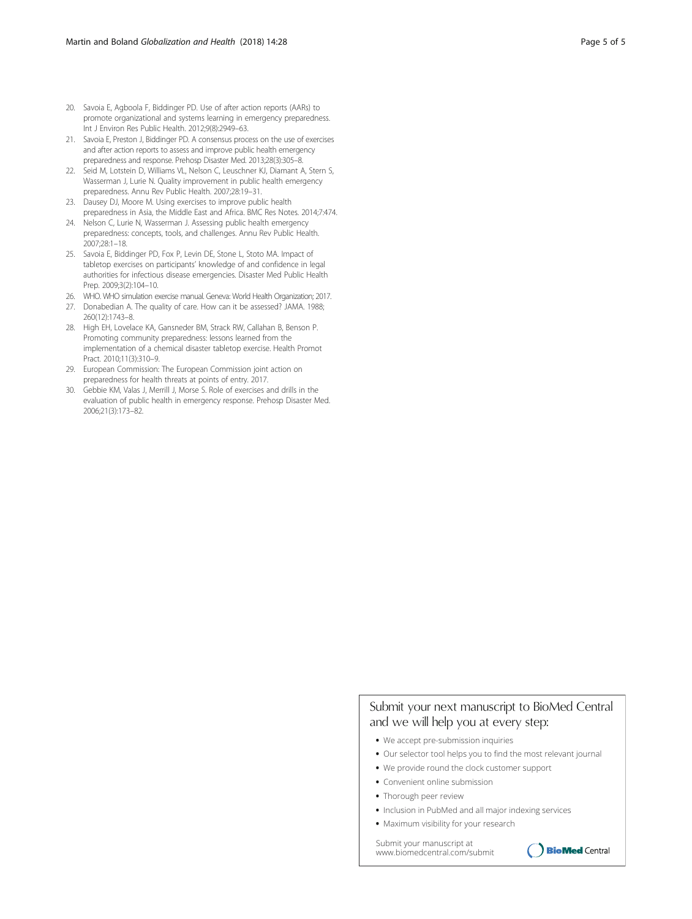20. Savoia E, Agboola F, Biddinger PD. Use of after action reports (AARs) to promote organizational and systems learning in emergency preparedness. Int J Environ Res Public Health. 2012;9(8):2949–63.
21. Savoia E, Preston J, Biddinger PD. A consensus process on the use of exercises and after action reports to assess and improve public health emergency preparedness and response. Prehosp Disaster Med. 2013;28(3):305–8.
22. Seid M, Lotstein D, Williams VL, Nelson C, Leuschner KJ, Diamant A, Stern S, Wasserman J, Lurie N. Quality improvement in public health emergency preparedness. Annu Rev Public Health. 2007;28:19–31.
23. Dausey DJ, Moore M. Using exercises to improve public health preparedness in Asia, the Middle East and Africa. BMC Res Notes. 2014;7:474.
24. Nelson C, Lurie N, Wasserman J. Assessing public health emergency preparedness: concepts, tools, and challenges. Annu Rev Public Health. 2007;28:1–18.
25. Savoia E, Biddinger PD, Fox P, Levin DE, Stone L, Stoto MA. Impact of tabletop exercises on participants' knowledge of and confidence in legal authorities for infectious disease emergencies. Disaster Med Public Health Prep. 2009;3(2):104–10.
26. WHO. WHO simulation exercise manual. Geneva: World Health Organization; 2017.
27. Donabedian A. The quality of care. How can it be assessed? JAMA. 1988; 260(12):1743–8.
28. High EH, Lovelace KA, Gansneder BM, Strack RW, Callahan B, Benson P. Promoting community preparedness: lessons learned from the implementation of a chemical disaster tabletop exercise. Health Promot Pract. 2010;11(3):310–9.
29. European Commission: The European Commission joint action on preparedness for health threats at points of entry. 2017.
30. Gebbie KM, Valas J, Merrill J, Morse S. Role of exercises and drills in the evaluation of public health in emergency response. Prehosp Disaster Med. 2006;21(3):173–82.

Submit your next manuscript to BioMed Central and we will help you at every step:

- We accept pre-submission inquiries
- Our selector tool helps you to find the most relevant journal
- We provide round the clock customer support
- Convenient online submission
- Thorough peer review
- Inclusion in PubMed and all major indexing services
- Maximum visibility for your research

Submit your manuscript at www.biomedcentral.com/submit

BioMed Central